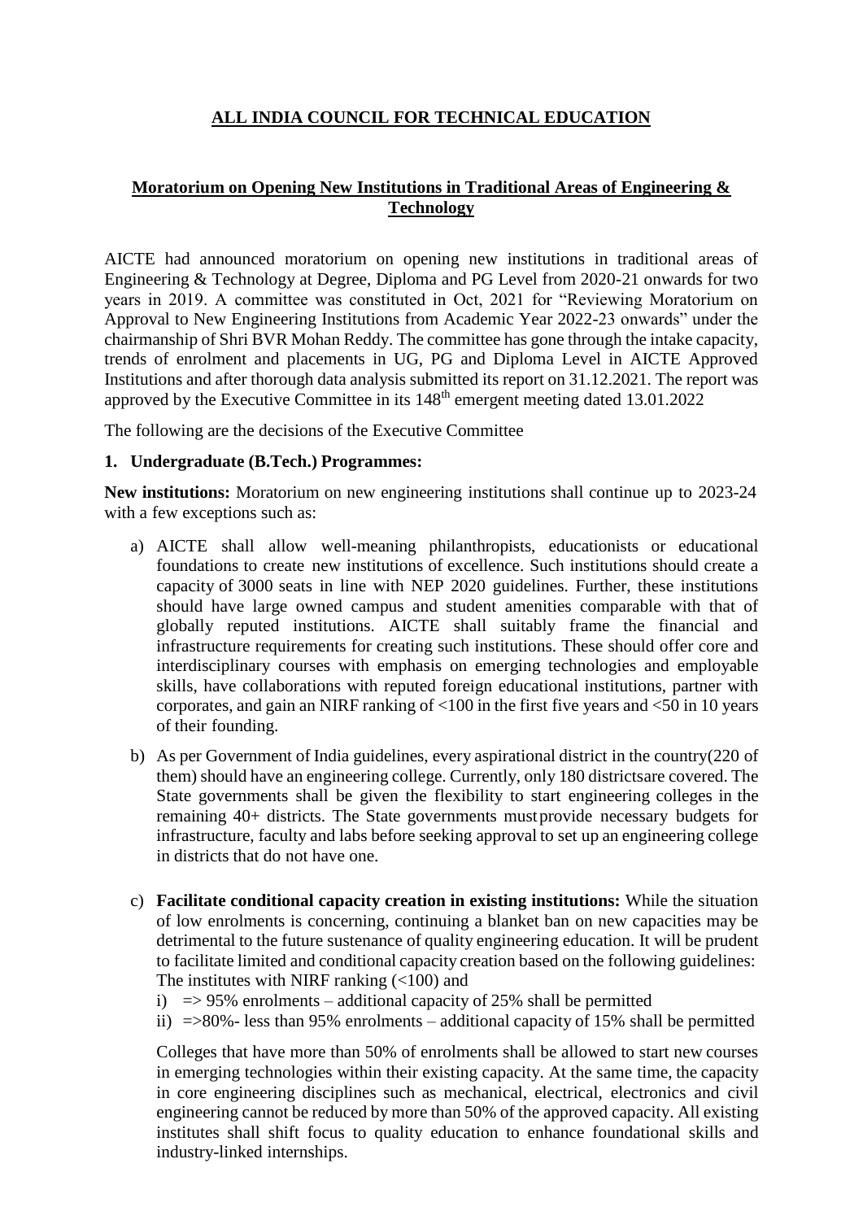**ALL INDIA COUNCIL FOR TECHNICAL EDUCATION**

**Moratorium on Opening New Institutions in Traditional Areas of Engineering & Technology**

AICTE had announced moratorium on opening new institutions in traditional areas of Engineering & Technology at Degree, Diploma and PG Level from 2020-21 onwards for two years in 2019. A committee was constituted in Oct, 2021 for "Reviewing Moratorium on Approval to New Engineering Institutions from Academic Year 2022-23 onwards" under the chairmanship of Shri BVR Mohan Reddy. The committee has gone through the intake capacity, trends of enrolment and placements in UG, PG and Diploma Level in AICTE Approved Institutions and after thorough data analysis submitted its report on 31.12.2021. The report was approved by the Executive Committee in its 148th emergent meeting dated 13.01.2022

The following are the decisions of the Executive Committee

**1. Undergraduate (B.Tech.) Programmes:**

**New institutions:** Moratorium on new engineering institutions shall continue up to 2023-24 with a few exceptions such as:

a) AICTE shall allow well-meaning philanthropists, educationists or educational foundations to create new institutions of excellence. Such institutions should create a capacity of 3000 seats in line with NEP 2020 guidelines. Further, these institutions should have large owned campus and student amenities comparable with that of globally reputed institutions. AICTE shall suitably frame the financial and infrastructure requirements for creating such institutions. These should offer core and interdisciplinary courses with emphasis on emerging technologies and employable skills, have collaborations with reputed foreign educational institutions, partner with corporates, and gain an NIRF ranking of <100 in the first five years and <50 in 10 years of their founding.

b) As per Government of India guidelines, every aspirational district in the country(220 of them) should have an engineering college. Currently, only 180 districtsare covered. The State governments shall be given the flexibility to start engineering colleges in the remaining 40+ districts. The State governments mustprovide necessary budgets for infrastructure, faculty and labs before seeking approval to set up an engineering college in districts that do not have one.

c) **Facilitate conditional capacity creation in existing institutions:** While the situation of low enrolments is concerning, continuing a blanket ban on new capacities may be detrimental to the future sustenance of quality engineering education. It will be prudent to facilitate limited and conditional capacity creation based on the following guidelines: The institutes with NIRF ranking (<100) and

i) => 95% enrolments – additional capacity of 25% shall be permitted

ii) =>80%- less than 95% enrolments – additional capacity of 15% shall be permitted

Colleges that have more than 50% of enrolments shall be allowed to start new courses in emerging technologies within their existing capacity. At the same time, the capacity in core engineering disciplines such as mechanical, electrical, electronics and civil engineering cannot be reduced by more than 50% of the approved capacity. All existing institutes shall shift focus to quality education to enhance foundational skills and industry-linked internships.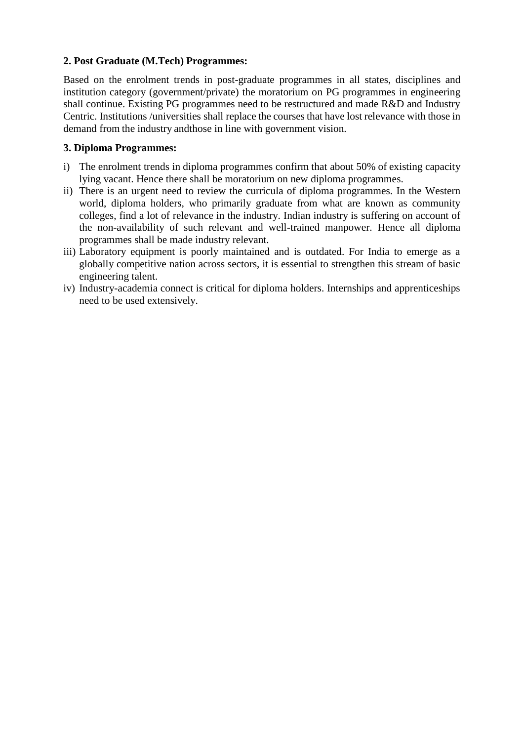**2. Post Graduate (M.Tech) Programmes:**

Based on the enrolment trends in post-graduate programmes in all states, disciplines and institution category (government/private) the moratorium on PG programmes in engineering shall continue. Existing PG programmes need to be restructured and made R&D and Industry Centric. Institutions /universities shall replace the courses that have lost relevance with those in demand from the industry andthose in line with government vision.

**3. Diploma Programmes:**

i) The enrolment trends in diploma programmes confirm that about 50% of existing capacity lying vacant. Hence there shall be moratorium on new diploma programmes.

ii) There is an urgent need to review the curricula of diploma programmes. In the Western world, diploma holders, who primarily graduate from what are known as community colleges, find a lot of relevance in the industry. Indian industry is suffering on account of the non-availability of such relevant and well-trained manpower. Hence all diploma programmes shall be made industry relevant.

iii) Laboratory equipment is poorly maintained and is outdated. For India to emerge as a globally competitive nation across sectors, it is essential to strengthen this stream of basic engineering talent.

iv) Industry-academia connect is critical for diploma holders. Internships and apprenticeships need to be used extensively.